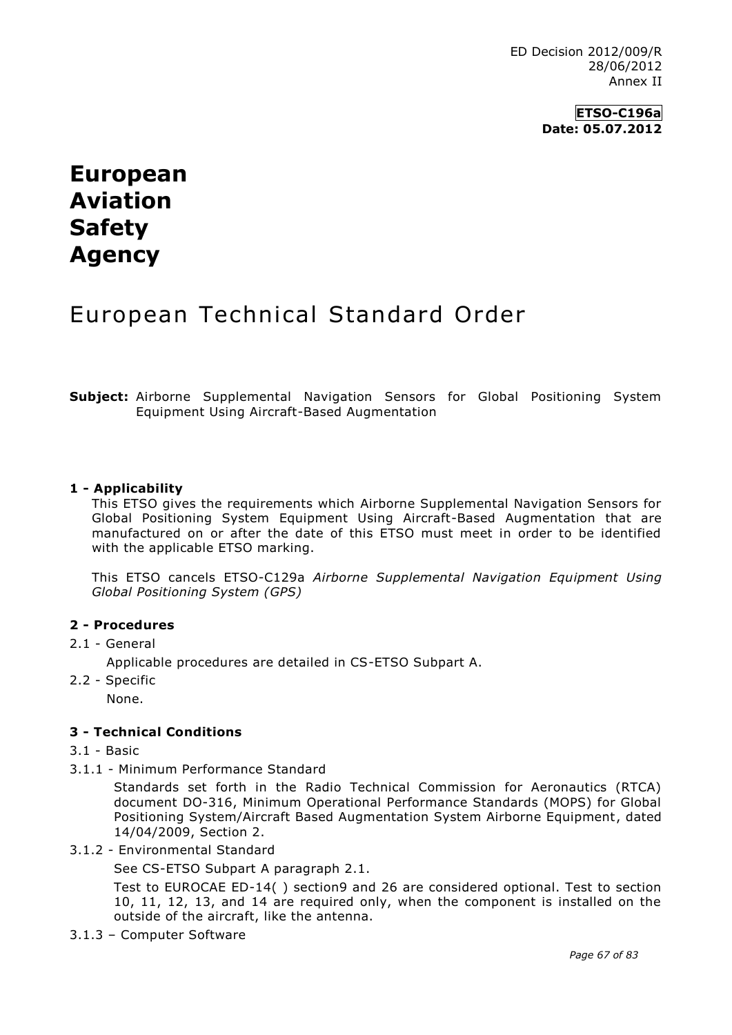ED Decision 2012/009/R
28/06/2012
Annex II

**ETSO-C196a**
**Date: 05.07.2012**

# European Aviation Safety Agency

# European Technical Standard Order

**Subject:** Airborne Supplemental Navigation Sensors for Global Positioning System Equipment Using Aircraft-Based Augmentation

## 1 - Applicability

This ETSO gives the requirements which Airborne Supplemental Navigation Sensors for Global Positioning System Equipment Using Aircraft-Based Augmentation that are manufactured on or after the date of this ETSO must meet in order to be identified with the applicable ETSO marking.

This ETSO cancels ETSO-C129a *Airborne Supplemental Navigation Equipment Using Global Positioning System (GPS)*

## 2 - Procedures

2.1 - General

Applicable procedures are detailed in CS-ETSO Subpart A.

2.2 - Specific

None.

## 3 - Technical Conditions

3.1 - Basic

3.1.1 - Minimum Performance Standard

Standards set forth in the Radio Technical Commission for Aeronautics (RTCA) document DO-316, Minimum Operational Performance Standards (MOPS) for Global Positioning System/Aircraft Based Augmentation System Airborne Equipment, dated 14/04/2009, Section 2.

3.1.2 - Environmental Standard

See CS-ETSO Subpart A paragraph 2.1.

Test to EUROCAE ED-14( ) section9 and 26 are considered optional. Test to section 10, 11, 12, 13, and 14 are required only, when the component is installed on the outside of the aircraft, like the antenna.

3.1.3 – Computer Software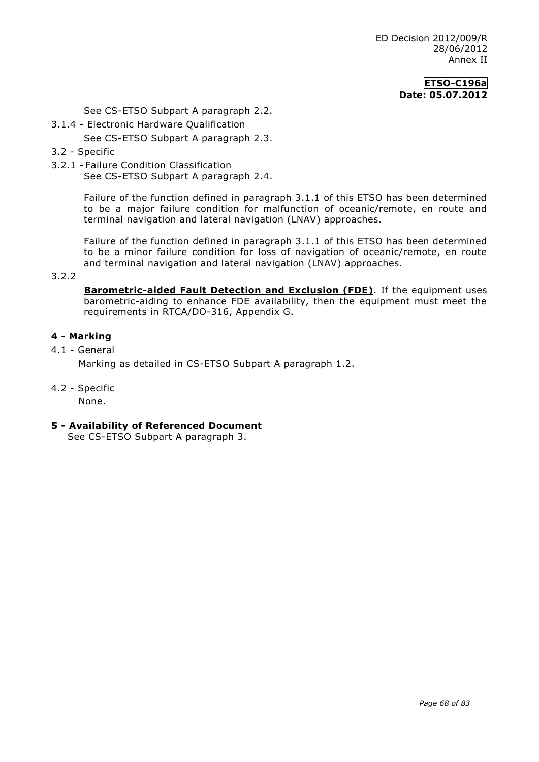See CS-ETSO Subpart A paragraph 2.2.

3.1.4 - Electronic Hardware Qualification

See CS-ETSO Subpart A paragraph 2.3.

3.2 - Specific

3.2.1 - Failure Condition Classification

See CS-ETSO Subpart A paragraph 2.4.

Failure of the function defined in paragraph 3.1.1 of this ETSO has been determined to be a major failure condition for malfunction of oceanic/remote, en route and terminal navigation and lateral navigation (LNAV) approaches.

Failure of the function defined in paragraph 3.1.1 of this ETSO has been determined to be a minor failure condition for loss of navigation of oceanic/remote, en route and terminal navigation and lateral navigation (LNAV) approaches.

3.2.2

**Barometric-aided Fault Detection and Exclusion (FDE)**. If the equipment uses barometric-aiding to enhance FDE availability, then the equipment must meet the requirements in RTCA/DO-316, Appendix G.

## 4 - Marking

4.1 - General

Marking as detailed in CS-ETSO Subpart A paragraph 1.2.

4.2 - Specific

None.

## 5 - Availability of Referenced Document

See CS-ETSO Subpart A paragraph 3.